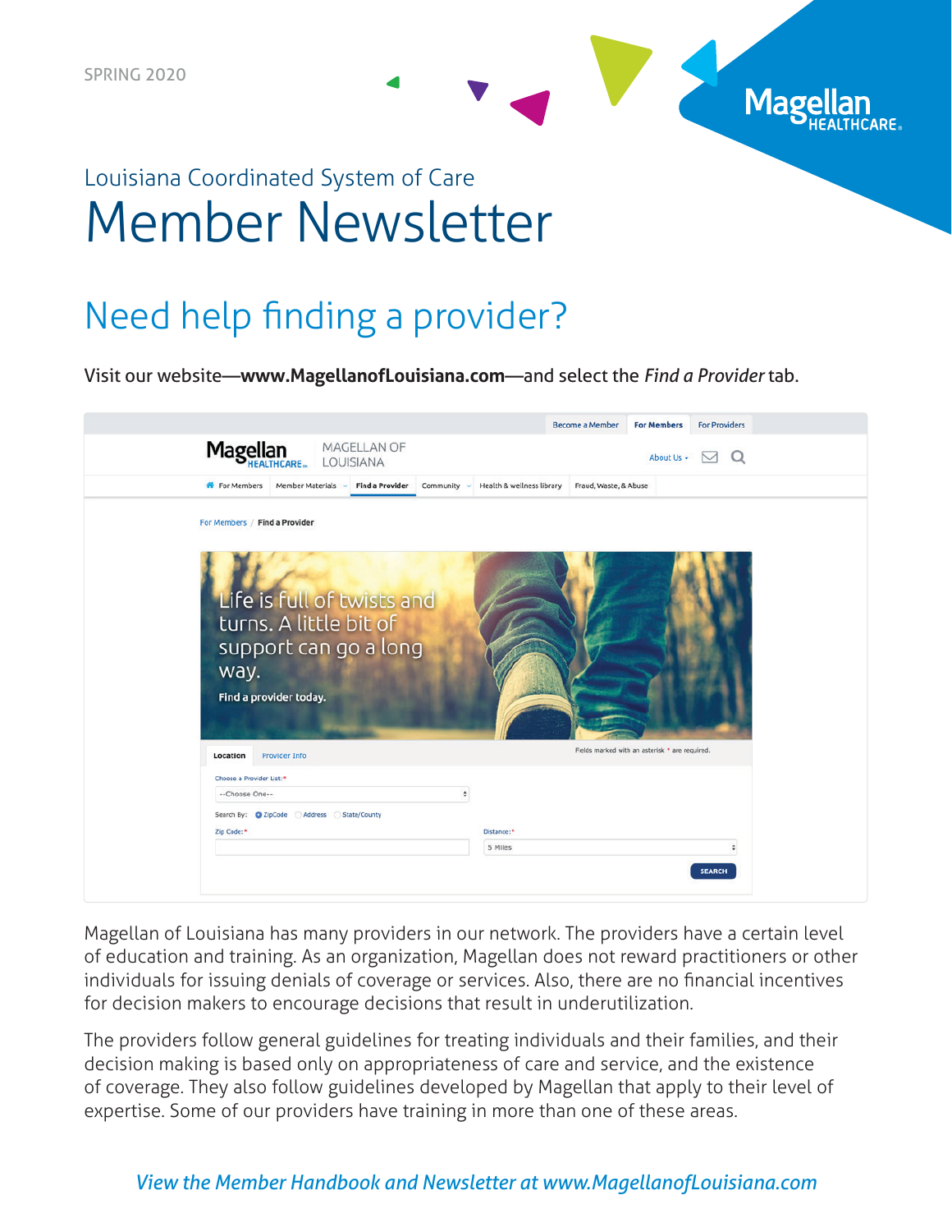SPRING 2020

Louisiana Coordinated System of Care

# Member Newsletter

## Need help finding a provider?

Visit our website—**www.MagellanofLouisiana.com**—and select the *Find a Provider* tab.

Magellan of Louisiana has many providers in our network. The providers have a certain level of education and training. As an organization, Magellan does not reward practitioners or other individuals for issuing denials of coverage or services. Also, there are no financial incentives for decision makers to encourage decisions that result in underutilization.

The providers follow general guidelines for treating individuals and their families, and their decision making is based only on appropriateness of care and service, and the existence of coverage. They also follow guidelines developed by Magellan that apply to their level of expertise. Some of our providers have training in more than one of these areas.

*View the Member Handbook and Newsletter at www.MagellanofLouisiana.com*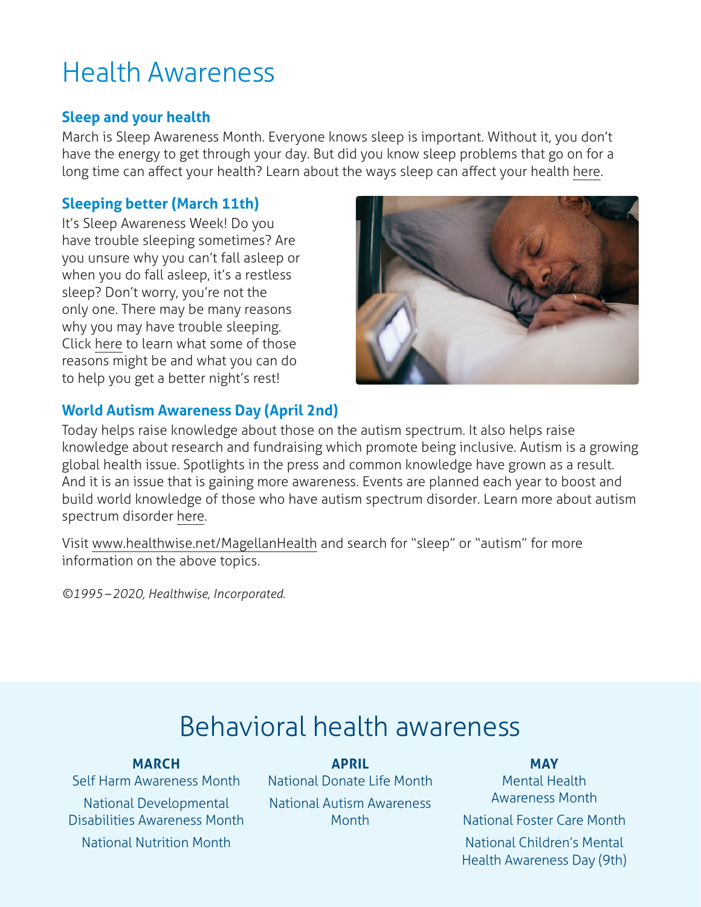# Health Awareness

### Sleep and your health

March is Sleep Awareness Month. Everyone knows sleep is important. Without it, you don't have the energy to get through your day. But did you know sleep problems that go on for a long time can affect your health? Learn about the ways sleep can affect your health here.

### Sleeping better (March 11th)

It's Sleep Awareness Week! Do you have trouble sleeping sometimes? Are you unsure why you can't fall asleep or when you do fall asleep, it's a restless sleep? Don't worry, you're not the only one. There may be many reasons why you may have trouble sleeping. Click here to learn what some of those reasons might be and what you can do to help you get a better night's rest!

### World Autism Awareness Day (April 2nd)

Today helps raise knowledge about those on the autism spectrum. It also helps raise knowledge about research and fundraising which promote being inclusive. Autism is a growing global health issue. Spotlights in the press and common knowledge have grown as a result. And it is an issue that is gaining more awareness. Events are planned each year to boost and build world knowledge of those who have autism spectrum disorder. Learn more about autism spectrum disorder here.

Visit www.healthwise.net/MagellanHealth and search for "sleep" or "autism" for more information on the above topics.

*©1995–2020, Healthwise, Incorporated.*

## Behavioral health awareness

**MARCH**

- Self Harm Awareness Month
- National Developmental Disabilities Awareness Month
- National Nutrition Month

**APRIL**

- National Donate Life Month
- National Autism Awareness Month

**MAY**

- Mental Health Awareness Month
- National Foster Care Month
- National Children's Mental Health Awareness Day (9th)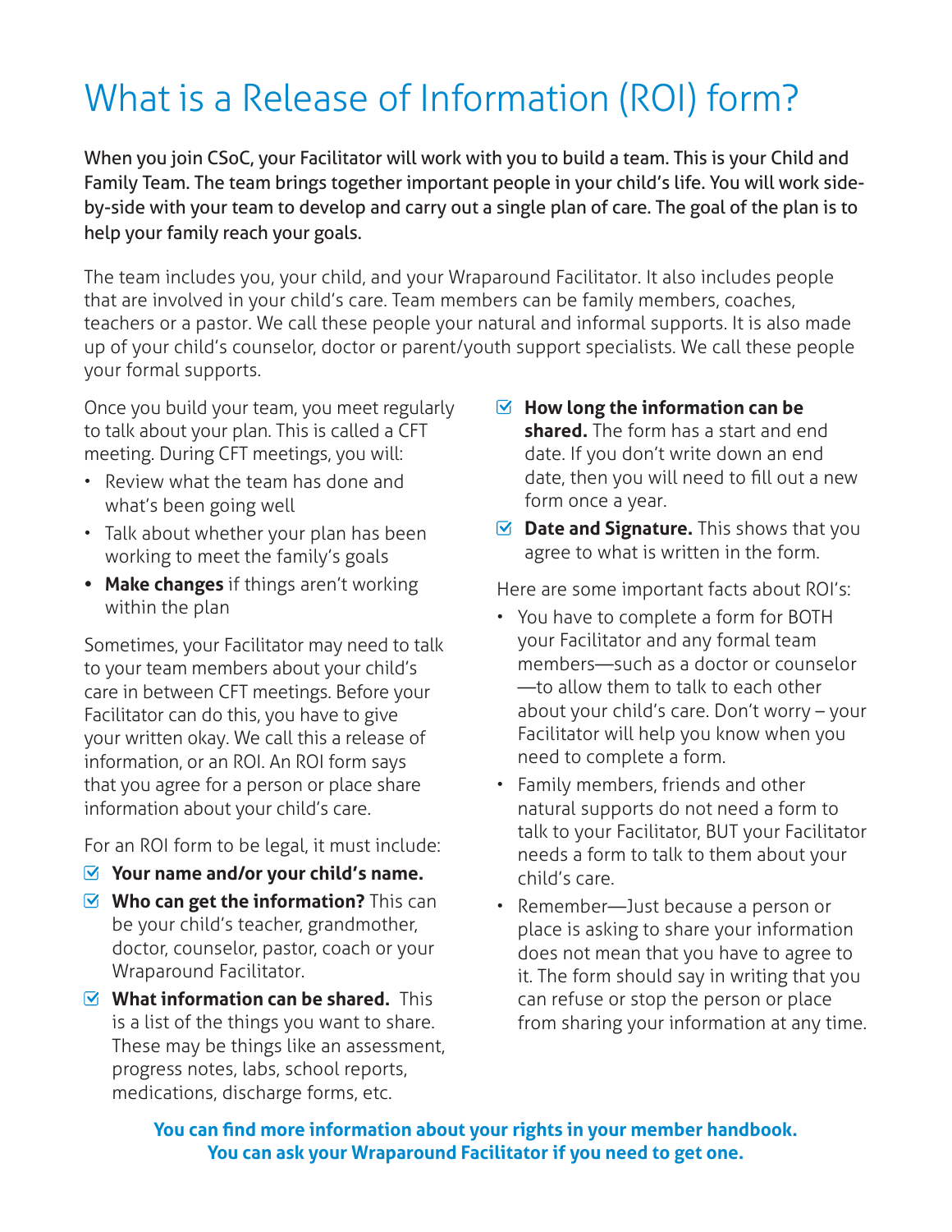# What is a Release of Information (ROI) form?

**When you join CSoC, your Facilitator will work with you to build a team. This is your Child and Family Team. The team brings together important people in your child's life. You will work side-by-side with your team to develop and carry out a single plan of care. The goal of the plan is to help your family reach your goals.**

The team includes you, your child, and your Wraparound Facilitator. It also includes people that are involved in your child's care. Team members can be family members, coaches, teachers or a pastor. We call these people your natural and informal supports. It is also made up of your child's counselor, doctor or parent/youth support specialists. We call these people your formal supports.

Once you build your team, you meet regularly to talk about your plan. This is called a CFT meeting. During CFT meetings, you will:

- Review what the team has done and what's been going well
- Talk about whether your plan has been working to meet the family's goals
- **Make changes** if things aren't working within the plan

Sometimes, your Facilitator may need to talk to your team members about your child's care in between CFT meetings. Before your Facilitator can do this, you have to give your written okay. We call this a release of information, or an ROI. An ROI form says that you agree for a person or place share information about your child's care.

For an ROI form to be legal, it must include:

- ☑ **Your name and/or your child's name.**
- ☑ **Who can get the information?** This can be your child's teacher, grandmother, doctor, counselor, pastor, coach or your Wraparound Facilitator.
- ☑ **What information can be shared.** This is a list of the things you want to share. These may be things like an assessment, progress notes, labs, school reports, medications, discharge forms, etc.
- ☑ **How long the information can be shared.** The form has a start and end date. If you don't write down an end date, then you will need to fill out a new form once a year.
- ☑ **Date and Signature.** This shows that you agree to what is written in the form.

Here are some important facts about ROI's:

- You have to complete a form for BOTH your Facilitator and any formal team members—such as a doctor or counselor—to allow them to talk to each other about your child's care. Don't worry – your Facilitator will help you know when you need to complete a form.
- Family members, friends and other natural supports do not need a form to talk to your Facilitator, BUT your Facilitator needs a form to talk to them about your child's care.
- Remember—Just because a person or place is asking to share your information does not mean that you have to agree to it. The form should say in writing that you can refuse or stop the person or place from sharing your information at any time.

**You can find more information about your rights in your member handbook. You can ask your Wraparound Facilitator if you need to get one.**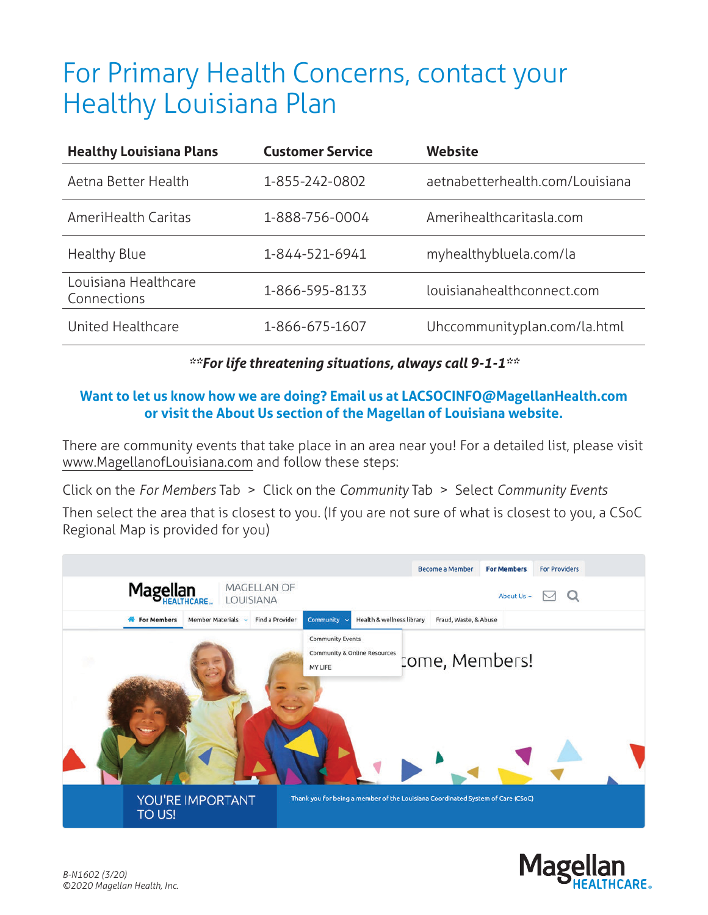# For Primary Health Concerns, contact your Healthy Louisiana Plan

| Healthy Louisiana Plans | Customer Service | Website |
|---|---|---|
| Aetna Better Health | 1-855-242-0802 | aetnabetterhealth.com/Louisiana |
| AmeriHealth Caritas | 1-888-756-0004 | Amerihealthcaritasla.com |
| Healthy Blue | 1-844-521-6941 | myhealthybluela.com/la |
| Louisiana Healthcare Connections | 1-866-595-8133 | louisianahealthconnect.com |
| United Healthcare | 1-866-675-1607 | Uhccommunityplan.com/la.html |

***For life threatening situations, always call 9-1-1***

**Want to let us know how we are doing? Email us at LACSOCINFO@MagellanHealth.com or visit the About Us section of the Magellan of Louisiana website.**

There are community events that take place in an area near you! For a detailed list, please visit www.MagellanofLouisiana.com and follow these steps:

Click on the *For Members* Tab > Click on the *Community* Tab > Select *Community Events*

Then select the area that is closest to you. (If you are not sure of what is closest to you, a CSoC Regional Map is provided for you)

B-N1602 (3/20)
©2020 Magellan Health, Inc.